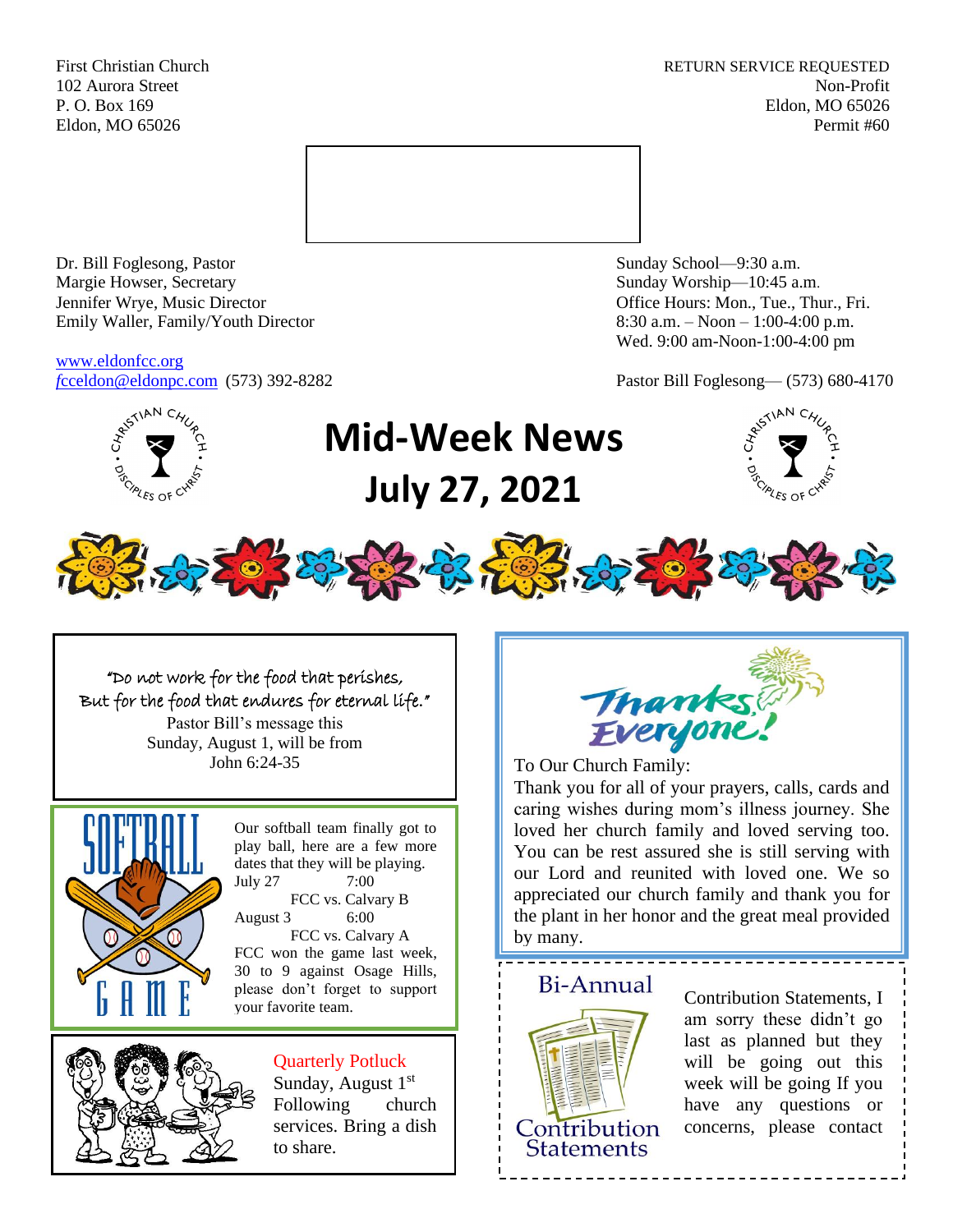First Christian Church
102 Aurora Street
P. O. Box 169
Eldon, MO 65026

RETURN SERVICE REQUESTED
Non-Profit
Eldon, MO 65026
Permit #60

Dr. Bill Foglesong, Pastor
Margie Howser, Secretary
Jennifer Wrye, Music Director
Emily Waller, Family/Youth Director

www.eldonfcc.org
fcceldon@eldonpc.com (573) 392-8282

Sunday School—9:30 a.m.
Sunday Worship—10:45 a.m.
Office Hours: Mon., Tue., Thur., Fri.
8:30 a.m. – Noon – 1:00-4:00 p.m.
Wed. 9:00 am-Noon-1:00-4:00 pm

Pastor Bill Foglesong— (573) 680-4170

# Mid-Week News July 27, 2021

"Do not work for the food that perishes,
But for the food that endures for eternal life."
Pastor Bill's message this Sunday, August 1, will be from John 6:24-35

## SOFTBALL GAME

Our softball team finally got to play ball, here are a few more dates that they will be playing.

July 27 7:00
FCC vs. Calvary B

August 3 6:00
FCC vs. Calvary A

FCC won the game last week, 30 to 9 against Osage Hills, please don't forget to support your favorite team.

## Quarterly Potluck

Sunday, August 1st
Following church services. Bring a dish to share.

## Thanks Everyone!

To Our Church Family:
Thank you for all of your prayers, calls, cards and caring wishes during mom's illness journey. She loved her church family and loved serving too. You can be rest assured she is still serving with our Lord and reunited with loved one. We so appreciated our church family and thank you for the plant in her honor and the great meal provided by many.

## Bi-Annual Contribution Statements

Contribution Statements, I am sorry these didn't go last as planned but they will be going out this week will be going If you have any questions or concerns, please contact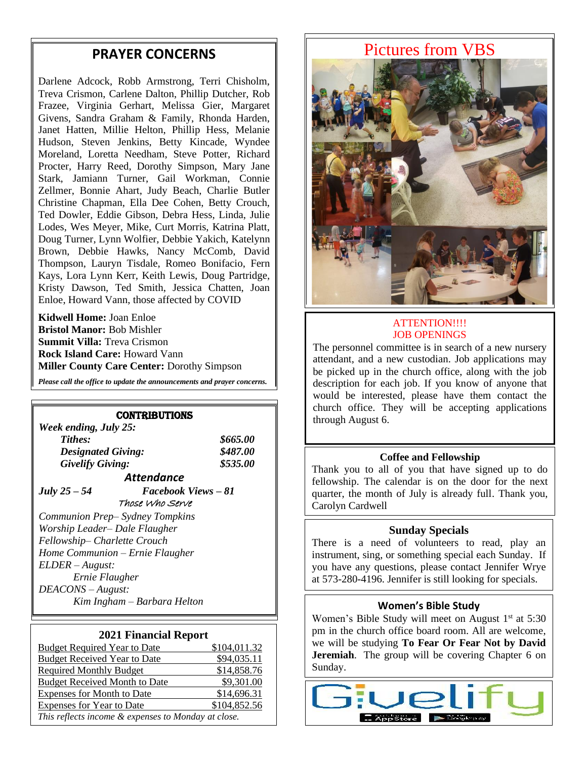## PRAYER CONCERNS

Darlene Adcock, Robb Armstrong, Terri Chisholm, Treva Crismon, Carlene Dalton, Phillip Dutcher, Rob Frazee, Virginia Gerhart, Melissa Gier, Margaret Givens, Sandra Graham & Family, Rhonda Harden, Janet Hatten, Millie Helton, Phillip Hess, Melanie Hudson, Steven Jenkins, Betty Kincade, Wyndee Moreland, Loretta Needham, Steve Potter, Richard Procter, Harry Reed, Dorothy Simpson, Mary Jane Stark, Jamiann Turner, Gail Workman, Connie Zellmer, Bonnie Ahart, Judy Beach, Charlie Butler Christine Chapman, Ella Dee Cohen, Betty Crouch, Ted Dowler, Eddie Gibson, Debra Hess, Linda, Julie Lodes, Wes Meyer, Mike, Curt Morris, Katrina Platt, Doug Turner, Lynn Wolfier, Debbie Yakich, Katelynn Brown, Debbie Hawks, Nancy McComb, David Thompson, Lauryn Tisdale, Romeo Bonifacio, Fern Kays, Lora Lynn Kerr, Keith Lewis, Doug Partridge, Kristy Dawson, Ted Smith, Jessica Chatten, Joan Enloe, Howard Vann, those affected by COVID

**Kidwell Home:** Joan Enloe
**Bristol Manor:** Bob Mishler
**Summit Villa:** Treva Crismon
**Rock Island Care:** Howard Vann
**Miller County Care Center:** Dorothy Simpson

***Please call the office to update the announcements and prayer concerns.***

## CONTRIBUTIONS

***Week ending, July 25:***

| | |
|---|---|
| ***Tithes:*** | ***$665.00*** |
| ***Designated Giving:*** | ***$487.00*** |
| ***Givelify Giving:*** | ***$535.00*** |

### *Attendance*

***July 25 – 54*** ***Facebook Views – 81***

*Those Who Serve*

*Communion Prep– Sydney Tompkins*
*Worship Leader– Dale Flaugher*
*Fellowship– Charlette Crouch*
*Home Communion – Ernie Flaugher*
*ELDER – August:*
*Ernie Flaugher*
*DEACONS – August:*
*Kim Ingham – Barbara Helton*

## 2021 Financial Report

| | |
|---|---|
| Budget Required Year to Date | $104,011.32 |
| Budget Received Year to Date | $94,035.11 |
| Required Monthly Budget | $14,858.76 |
| Budget Received Month to Date | $9,301.00 |
| Expenses for Month to Date | $14,696.31 |
| Expenses for Year to Date | $104,852.56 |

*This reflects income & expenses to Monday at close.*

## Pictures from VBS

ATTENTION!!!!
JOB OPENINGS

The personnel committee is in search of a new nursery attendant, and a new custodian. Job applications may be picked up in the church office, along with the job description for each job. If you know of anyone that would be interested, please have them contact the church office. They will be accepting applications through August 6.

### Coffee and Fellowship

Thank you to all of you that have signed up to do fellowship. The calendar is on the door for the next quarter, the month of July is already full. Thank you, Carolyn Cardwell

### Sunday Specials

There is a need of volunteers to read, play an instrument, sing, or something special each Sunday. If you have any questions, please contact Jennifer Wrye at 573-280-4196. Jennifer is still looking for specials.

### Women's Bible Study

Women's Bible Study will meet on August 1st at 5:30 pm in the church office board room. All are welcome, we will be studying **To Fear Or Fear Not by David Jeremiah**. The group will be covering Chapter 6 on Sunday.

Givelify